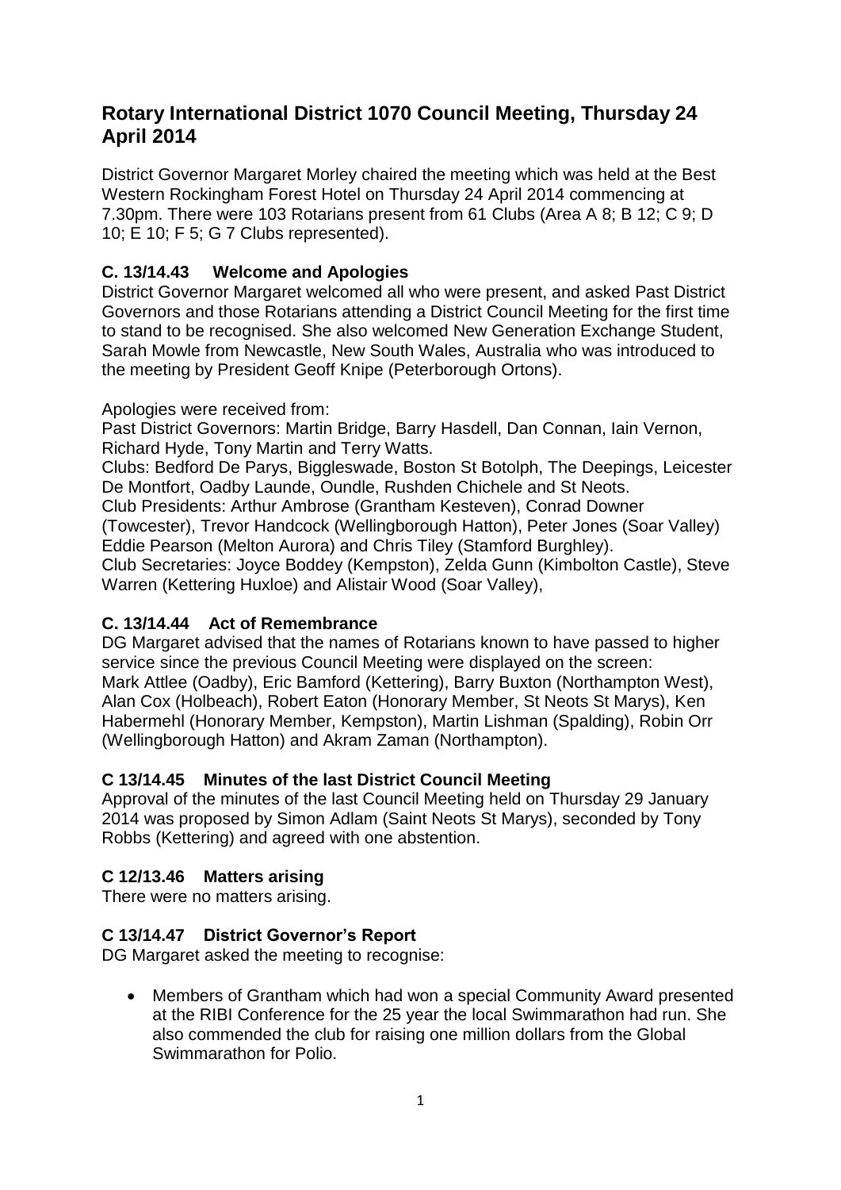# Rotary International District 1070 Council Meeting, Thursday 24 April 2014

District Governor Margaret Morley chaired the meeting which was held at the Best Western Rockingham Forest Hotel on Thursday 24 April 2014 commencing at 7.30pm. There were 103 Rotarians present from 61 Clubs (Area A 8; B 12; C 9; D 10; E 10; F 5; G 7 Clubs represented).

### C. 13/14.43 Welcome and Apologies

District Governor Margaret welcomed all who were present, and asked Past District Governors and those Rotarians attending a District Council Meeting for the first time to stand to be recognised. She also welcomed New Generation Exchange Student, Sarah Mowle from Newcastle, New South Wales, Australia who was introduced to the meeting by President Geoff Knipe (Peterborough Ortons).

Apologies were received from:

Past District Governors: Martin Bridge, Barry Hasdell, Dan Connan, Iain Vernon, Richard Hyde, Tony Martin and Terry Watts.

Clubs: Bedford De Parys, Biggleswade, Boston St Botolph, The Deepings, Leicester De Montfort, Oadby Launde, Oundle, Rushden Chichele and St Neots.

Club Presidents: Arthur Ambrose (Grantham Kesteven), Conrad Downer (Towcester), Trevor Handcock (Wellingborough Hatton), Peter Jones (Soar Valley) Eddie Pearson (Melton Aurora) and Chris Tiley (Stamford Burghley).

Club Secretaries: Joyce Boddey (Kempston), Zelda Gunn (Kimbolton Castle), Steve Warren (Kettering Huxloe) and Alistair Wood (Soar Valley),

### C. 13/14.44 Act of Remembrance

DG Margaret advised that the names of Rotarians known to have passed to higher service since the previous Council Meeting were displayed on the screen: Mark Attlee (Oadby), Eric Bamford (Kettering), Barry Buxton (Northampton West), Alan Cox (Holbeach), Robert Eaton (Honorary Member, St Neots St Marys), Ken Habermehl (Honorary Member, Kempston), Martin Lishman (Spalding), Robin Orr (Wellingborough Hatton) and Akram Zaman (Northampton).

### C 13/14.45 Minutes of the last District Council Meeting

Approval of the minutes of the last Council Meeting held on Thursday 29 January 2014 was proposed by Simon Adlam (Saint Neots St Marys), seconded by Tony Robbs (Kettering) and agreed with one abstention.

### C 12/13.46 Matters arising

There were no matters arising.

### C 13/14.47 District Governor's Report

DG Margaret asked the meeting to recognise:

- Members of Grantham which had won a special Community Award presented at the RIBI Conference for the 25 year the local Swimmarathon had run. She also commended the club for raising one million dollars from the Global Swimmarathon for Polio.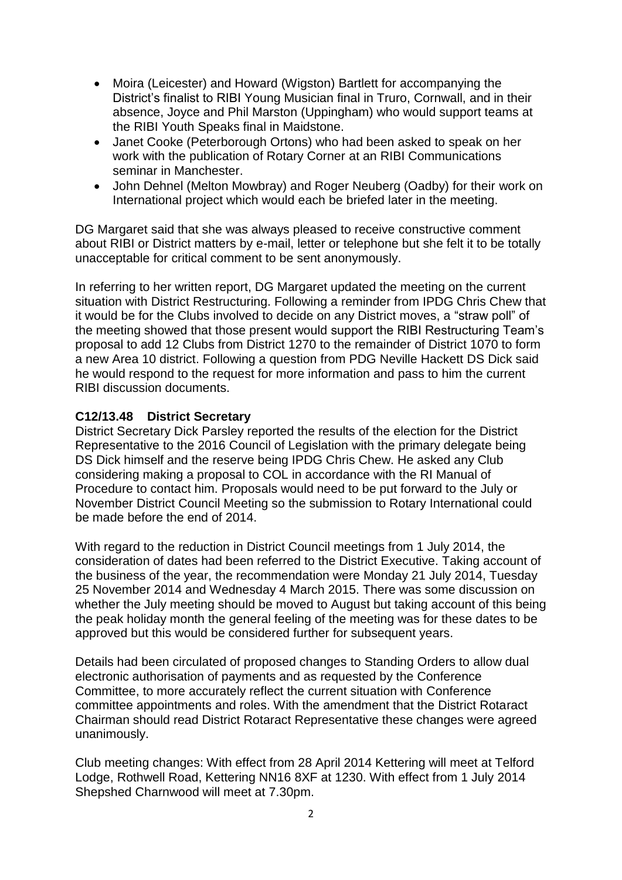- Moira (Leicester) and Howard (Wigston) Bartlett for accompanying the District's finalist to RIBI Young Musician final in Truro, Cornwall, and in their absence, Joyce and Phil Marston (Uppingham) who would support teams at the RIBI Youth Speaks final in Maidstone.
- Janet Cooke (Peterborough Ortons) who had been asked to speak on her work with the publication of Rotary Corner at an RIBI Communications seminar in Manchester.
- John Dehnel (Melton Mowbray) and Roger Neuberg (Oadby) for their work on International project which would each be briefed later in the meeting.

DG Margaret said that she was always pleased to receive constructive comment about RIBI or District matters by e-mail, letter or telephone but she felt it to be totally unacceptable for critical comment to be sent anonymously.

In referring to her written report, DG Margaret updated the meeting on the current situation with District Restructuring. Following a reminder from IPDG Chris Chew that it would be for the Clubs involved to decide on any District moves, a "straw poll" of the meeting showed that those present would support the RIBI Restructuring Team's proposal to add 12 Clubs from District 1270 to the remainder of District 1070 to form a new Area 10 district. Following a question from PDG Neville Hackett DS Dick said he would respond to the request for more information and pass to him the current RIBI discussion documents.

**C12/13.48 District Secretary**

District Secretary Dick Parsley reported the results of the election for the District Representative to the 2016 Council of Legislation with the primary delegate being DS Dick himself and the reserve being IPDG Chris Chew. He asked any Club considering making a proposal to COL in accordance with the RI Manual of Procedure to contact him. Proposals would need to be put forward to the July or November District Council Meeting so the submission to Rotary International could be made before the end of 2014.

With regard to the reduction in District Council meetings from 1 July 2014, the consideration of dates had been referred to the District Executive. Taking account of the business of the year, the recommendation were Monday 21 July 2014, Tuesday 25 November 2014 and Wednesday 4 March 2015. There was some discussion on whether the July meeting should be moved to August but taking account of this being the peak holiday month the general feeling of the meeting was for these dates to be approved but this would be considered further for subsequent years.

Details had been circulated of proposed changes to Standing Orders to allow dual electronic authorisation of payments and as requested by the Conference Committee, to more accurately reflect the current situation with Conference committee appointments and roles. With the amendment that the District Rotaract Chairman should read District Rotaract Representative these changes were agreed unanimously.

Club meeting changes: With effect from 28 April 2014 Kettering will meet at Telford Lodge, Rothwell Road, Kettering NN16 8XF at 1230. With effect from 1 July 2014 Shepshed Charnwood will meet at 7.30pm.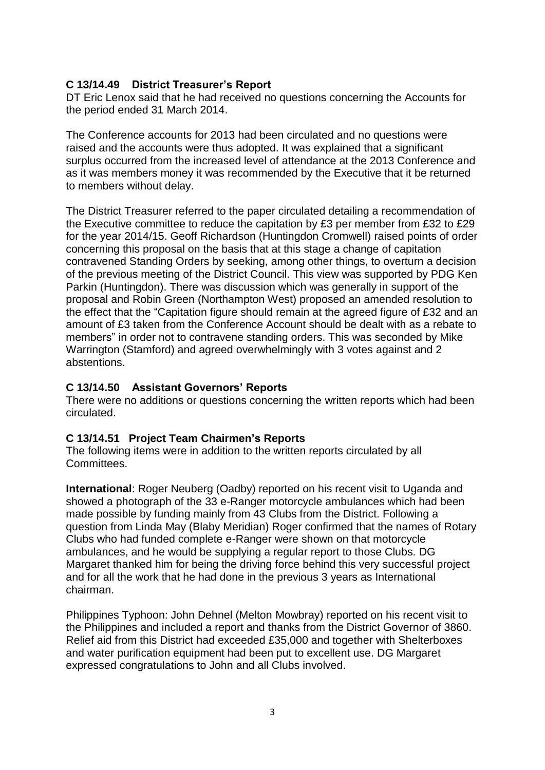### C 13/14.49 District Treasurer's Report

DT Eric Lenox said that he had received no questions concerning the Accounts for the period ended 31 March 2014.

The Conference accounts for 2013 had been circulated and no questions were raised and the accounts were thus adopted. It was explained that a significant surplus occurred from the increased level of attendance at the 2013 Conference and as it was members money it was recommended by the Executive that it be returned to members without delay.

The District Treasurer referred to the paper circulated detailing a recommendation of the Executive committee to reduce the capitation by £3 per member from £32 to £29 for the year 2014/15. Geoff Richardson (Huntingdon Cromwell) raised points of order concerning this proposal on the basis that at this stage a change of capitation contravened Standing Orders by seeking, among other things, to overturn a decision of the previous meeting of the District Council. This view was supported by PDG Ken Parkin (Huntingdon). There was discussion which was generally in support of the proposal and Robin Green (Northampton West) proposed an amended resolution to the effect that the "Capitation figure should remain at the agreed figure of £32 and an amount of £3 taken from the Conference Account should be dealt with as a rebate to members" in order not to contravene standing orders. This was seconded by Mike Warrington (Stamford) and agreed overwhelmingly with 3 votes against and 2 abstentions.

### C 13/14.50 Assistant Governors' Reports

There were no additions or questions concerning the written reports which had been circulated.

### C 13/14.51 Project Team Chairmen's Reports

The following items were in addition to the written reports circulated by all Committees.

**International**: Roger Neuberg (Oadby) reported on his recent visit to Uganda and showed a photograph of the 33 e-Ranger motorcycle ambulances which had been made possible by funding mainly from 43 Clubs from the District. Following a question from Linda May (Blaby Meridian) Roger confirmed that the names of Rotary Clubs who had funded complete e-Ranger were shown on that motorcycle ambulances, and he would be supplying a regular report to those Clubs. DG Margaret thanked him for being the driving force behind this very successful project and for all the work that he had done in the previous 3 years as International chairman.

Philippines Typhoon: John Dehnel (Melton Mowbray) reported on his recent visit to the Philippines and included a report and thanks from the District Governor of 3860. Relief aid from this District had exceeded £35,000 and together with Shelterboxes and water purification equipment had been put to excellent use. DG Margaret expressed congratulations to John and all Clubs involved.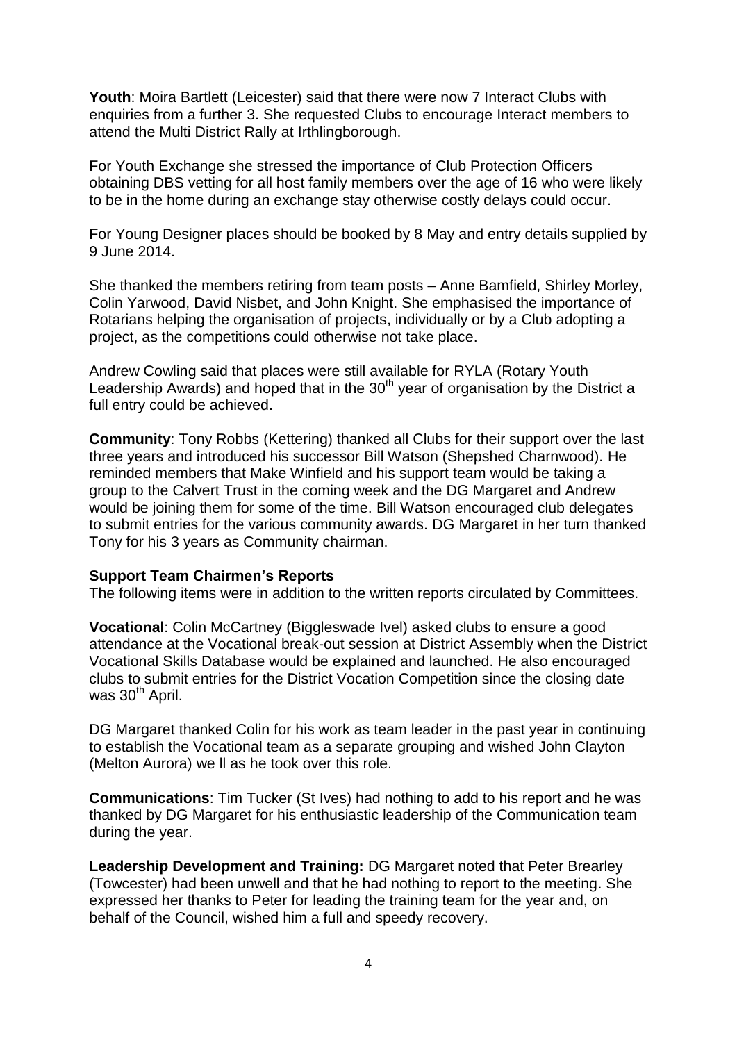**Youth**: Moira Bartlett (Leicester) said that there were now 7 Interact Clubs with enquiries from a further 3. She requested Clubs to encourage Interact members to attend the Multi District Rally at Irthlingborough.

For Youth Exchange she stressed the importance of Club Protection Officers obtaining DBS vetting for all host family members over the age of 16 who were likely to be in the home during an exchange stay otherwise costly delays could occur.

For Young Designer places should be booked by 8 May and entry details supplied by 9 June 2014.

She thanked the members retiring from team posts – Anne Bamfield, Shirley Morley, Colin Yarwood, David Nisbet, and John Knight. She emphasised the importance of Rotarians helping the organisation of projects, individually or by a Club adopting a project, as the competitions could otherwise not take place.

Andrew Cowling said that places were still available for RYLA (Rotary Youth Leadership Awards) and hoped that in the 30th year of organisation by the District a full entry could be achieved.

**Community**: Tony Robbs (Kettering) thanked all Clubs for their support over the last three years and introduced his successor Bill Watson (Shepshed Charnwood). He reminded members that Make Winfield and his support team would be taking a group to the Calvert Trust in the coming week and the DG Margaret and Andrew would be joining them for some of the time. Bill Watson encouraged club delegates to submit entries for the various community awards. DG Margaret in her turn thanked Tony for his 3 years as Community chairman.

**Support Team Chairmen's Reports**

The following items were in addition to the written reports circulated by Committees.

**Vocational**: Colin McCartney (Biggleswade Ivel) asked clubs to ensure a good attendance at the Vocational break-out session at District Assembly when the District Vocational Skills Database would be explained and launched. He also encouraged clubs to submit entries for the District Vocation Competition since the closing date was 30th April.

DG Margaret thanked Colin for his work as team leader in the past year in continuing to establish the Vocational team as a separate grouping and wished John Clayton (Melton Aurora) we ll as he took over this role.

**Communications**: Tim Tucker (St Ives) had nothing to add to his report and he was thanked by DG Margaret for his enthusiastic leadership of the Communication team during the year.

**Leadership Development and Training:** DG Margaret noted that Peter Brearley (Towcester) had been unwell and that he had nothing to report to the meeting. She expressed her thanks to Peter for leading the training team for the year and, on behalf of the Council, wished him a full and speedy recovery.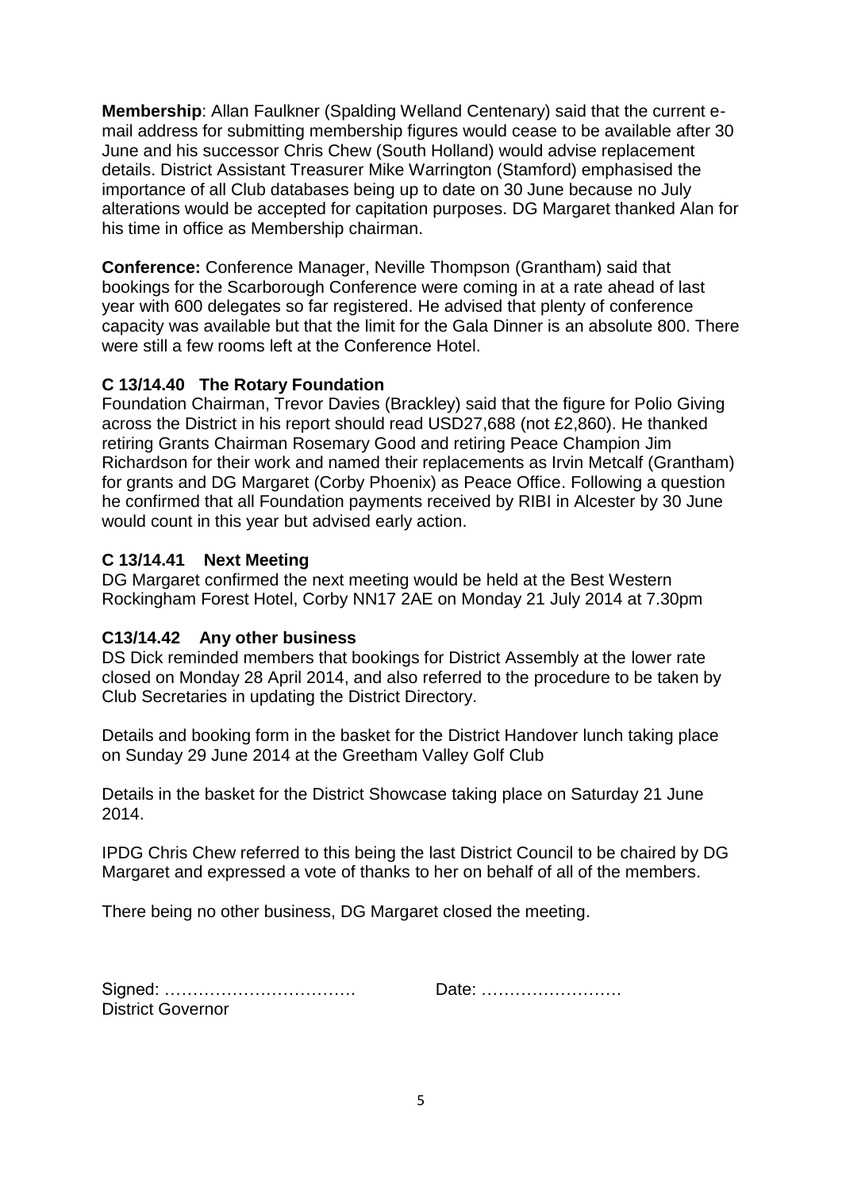**Membership**: Allan Faulkner (Spalding Welland Centenary) said that the current e-mail address for submitting membership figures would cease to be available after 30 June and his successor Chris Chew (South Holland) would advise replacement details. District Assistant Treasurer Mike Warrington (Stamford) emphasised the importance of all Club databases being up to date on 30 June because no July alterations would be accepted for capitation purposes. DG Margaret thanked Alan for his time in office as Membership chairman.

**Conference:** Conference Manager, Neville Thompson (Grantham) said that bookings for the Scarborough Conference were coming in at a rate ahead of last year with 600 delegates so far registered. He advised that plenty of conference capacity was available but that the limit for the Gala Dinner is an absolute 800. There were still a few rooms left at the Conference Hotel.

### C 13/14.40 The Rotary Foundation

Foundation Chairman, Trevor Davies (Brackley) said that the figure for Polio Giving across the District in his report should read USD27,688 (not £2,860). He thanked retiring Grants Chairman Rosemary Good and retiring Peace Champion Jim Richardson for their work and named their replacements as Irvin Metcalf (Grantham) for grants and DG Margaret (Corby Phoenix) as Peace Office. Following a question he confirmed that all Foundation payments received by RIBI in Alcester by 30 June would count in this year but advised early action.

### C 13/14.41 Next Meeting

DG Margaret confirmed the next meeting would be held at the Best Western Rockingham Forest Hotel, Corby NN17 2AE on Monday 21 July 2014 at 7.30pm

### C13/14.42 Any other business

DS Dick reminded members that bookings for District Assembly at the lower rate closed on Monday 28 April 2014, and also referred to the procedure to be taken by Club Secretaries in updating the District Directory.

Details and booking form in the basket for the District Handover lunch taking place on Sunday 29 June 2014 at the Greetham Valley Golf Club

Details in the basket for the District Showcase taking place on Saturday 21 June 2014.

IPDG Chris Chew referred to this being the last District Council to be chaired by DG Margaret and expressed a vote of thanks to her on behalf of all of the members.

There being no other business, DG Margaret closed the meeting.

Signed: ……………………………  Date: …………………….
District Governor